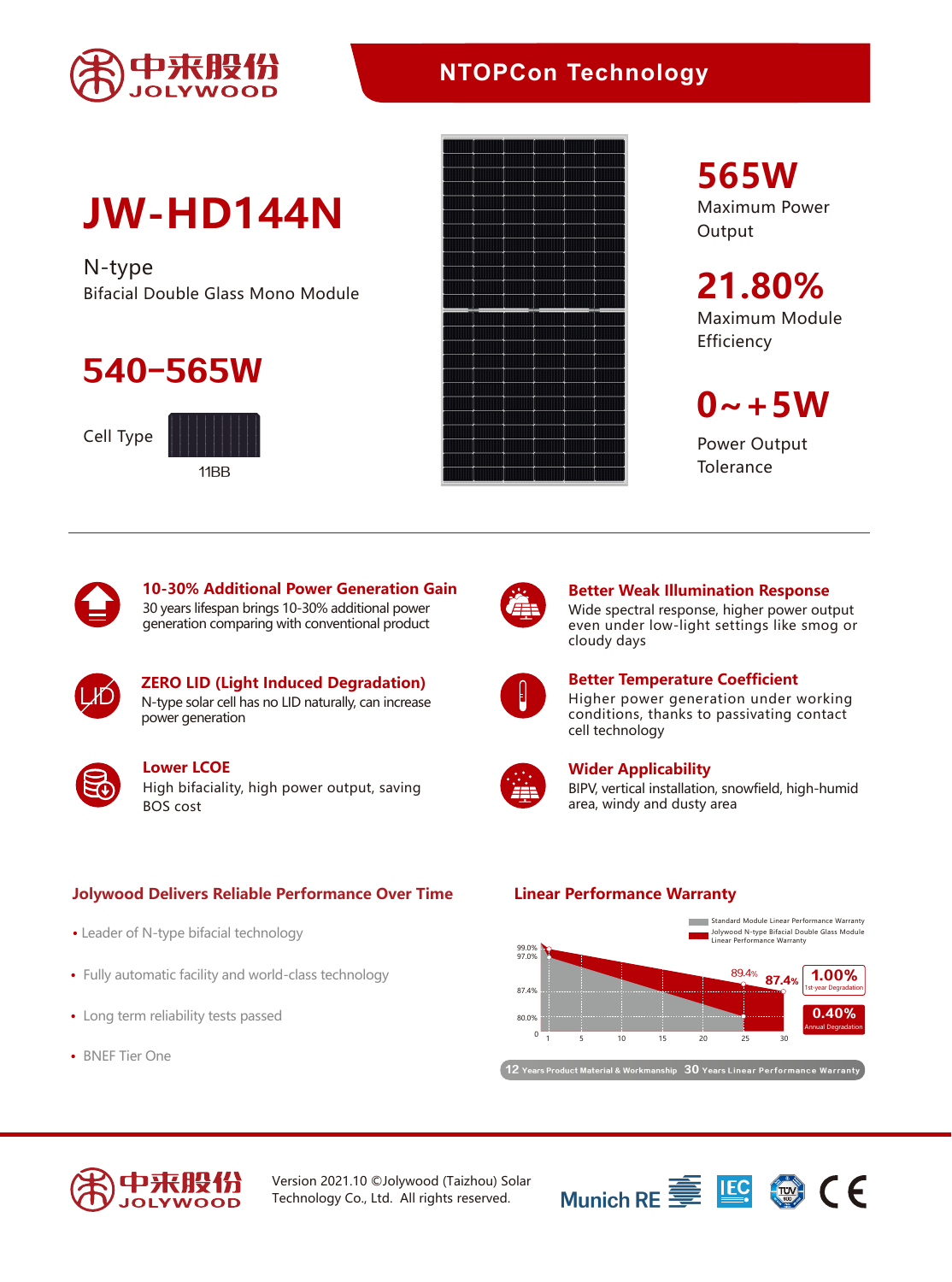中来股份 JOLYWOOD

## NTOPCon Technology

# JW-HD144N

N-type
Bifacial Double Glass Mono Module

## 540–565W

Cell Type

11BB

**565W**
Maximum Power Output

**21.80%**
Maximum Module Efficiency

**0~+5W**
Power Output Tolerance

---

### 10-30% Additional Power Generation Gain
30 years lifespan brings 10-30% additional power generation comparing with conventional product

### ZERO LID (Light Induced Degradation)
N-type solar cell has no LID naturally, can increase power generation

### Lower LCOE
High bifaciality, high power output, saving BOS cost

### Better Weak Illumination Response
Wide spectral response, higher power output even under low-light settings like smog or cloudy days

### Better Temperature Coefficient
Higher power generation under working conditions, thanks to passivating contact cell technology

### Wider Applicability
BIPV, vertical installation, snowfield, high-humid area, windy and dusty area

## Jolywood Delivers Reliable Performance Over Time

- Leader of N-type bifacial technology
- Fully automatic facility and world-class technology
- Long term reliability tests passed
- BNEF Tier One

## Linear Performance Warranty

Standard Module Linear Performance Warranty
Jolywood N-type Bifacial Double Glass Module Linear Performance Warranty

99.0%, 97.0%, 87.4%, 80.0%, 0; 1, 5, 10, 15, 20, 25, 30

89.4% 87.4%

**1.00%** 1st-year Degradation

**0.40%** Annual Degradation

**12** Years Product Material & Workmanship **30** Years Linear Performance Warranty

---

中来股份 JOLYWOOD

Version 2021.10 ©Jolywood (Taizhou) Solar Technology Co., Ltd. All rights reserved.

Munich RE IEC TÜV CE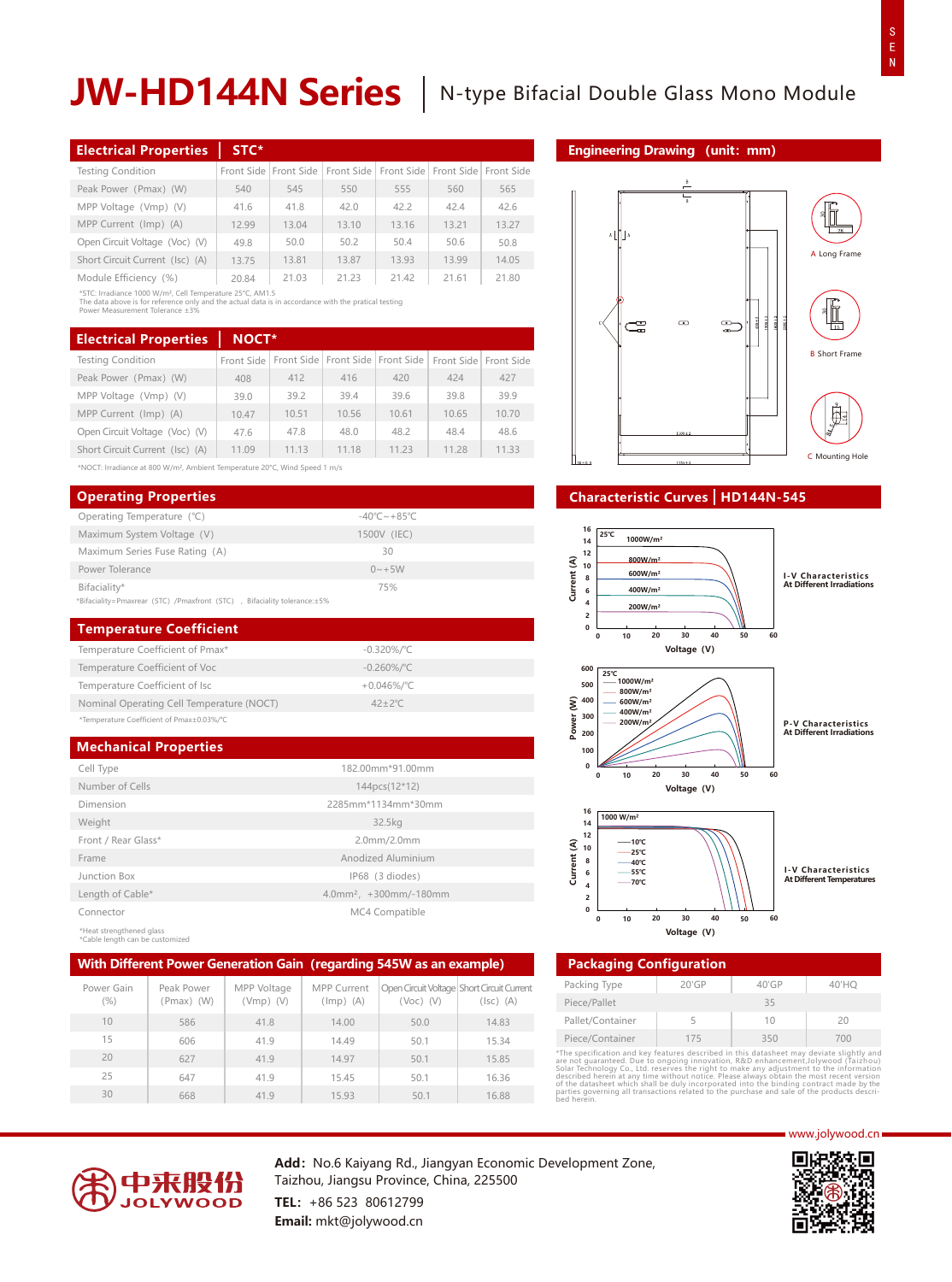# JW-HD144N Series | N-type Bifacial Double Glass Mono Module

## Electrical Properties | STC*

| Testing Condition | Front Side | Front Side | Front Side | Front Side | Front Side | Front Side |
|---|---|---|---|---|---|---|
| Peak Power (Pmax) (W) | 540 | 545 | 550 | 555 | 560 | 565 |
| MPP Voltage (Vmp) (V) | 41.6 | 41.8 | 42.0 | 42.2 | 42.4 | 42.6 |
| MPP Current (Imp) (A) | 12.99 | 13.04 | 13.10 | 13.16 | 13.21 | 13.27 |
| Open Circuit Voltage (Voc) (V) | 49.8 | 50.0 | 50.2 | 50.4 | 50.6 | 50.8 |
| Short Circuit Current (Isc) (A) | 13.75 | 13.81 | 13.87 | 13.93 | 13.99 | 14.05 |
| Module Efficiency (%) | 20.84 | 21.03 | 21.23 | 21.42 | 21.61 | 21.80 |

*STC: Irradiance 1000 W/m², Cell Temperature 25°C, AM1.5
The data above is for reference only and the actual data is in accordance with the pratical testing
Power Measurement Tolerance ±3%

## Electrical Properties | NOCT*

| Testing Condition | Front Side | Front Side | Front Side | Front Side | Front Side | Front Side |
|---|---|---|---|---|---|---|
| Peak Power (Pmax) (W) | 408 | 412 | 416 | 420 | 424 | 427 |
| MPP Voltage (Vmp) (V) | 39.0 | 39.2 | 39.4 | 39.6 | 39.8 | 39.9 |
| MPP Current (Imp) (A) | 10.47 | 10.51 | 10.56 | 10.61 | 10.65 | 10.70 |
| Open Circuit Voltage (Voc) (V) | 47.6 | 47.8 | 48.0 | 48.2 | 48.4 | 48.6 |
| Short Circuit Current (Isc) (A) | 11.09 | 11.13 | 11.18 | 11.23 | 11.28 | 11.33 |

*NOCT: Irradiance at 800 W/m², Ambient Temperature 20°C, Wind Speed 1 m/s

## Operating Properties

| | |
|---|---|
| Operating Temperature (°C) | -40°C~+85°C |
| Maximum System Voltage (V) | 1500V (IEC) |
| Maximum Series Fuse Rating (A) | 30 |
| Power Tolerance | 0~+5W |
| Bifaciality* | 75% |

*Bifaciality=Pmaxrear (STC) /Pmaxfront (STC) , Bifaciality tolerance:±5%

## Temperature Coefficient

| | |
|---|---|
| Temperature Coefficient of Pmax* | -0.320%/°C |
| Temperature Coefficient of Voc | -0.260%/°C |
| Temperature Coefficient of Isc | +0.046%/°C |
| Nominal Operating Cell Temperature (NOCT) | 42±2°C |

*Temperature Coefficient of Pmax±0.03%/°C

## Mechanical Properties

| | |
|---|---|
| Cell Type | 182.00mm*91.00mm |
| Number of Cells | 144pcs(12*12) |
| Dimension | 2285mm*1134mm*30mm |
| Weight | 32.5kg |
| Front / Rear Glass* | 2.0mm/2.0mm |
| Frame | Anodized Aluminium |
| Junction Box | IP68 (3 diodes) |
| Length of Cable* | 4.0mm², +300mm/-180mm |
| Connector | MC4 Compatible |

*Heat strengthened glass
*Cable length can be customized

## With Different Power Generation Gain (regarding 545W as an example)

| Power Gain (%) | Peak Power (Pmax) (W) | MPP Voltage (Vmp) (V) | MPP Current (Imp) (A) | Open Circuit Voltage (Voc) (V) | Short Circuit Current (Isc) (A) |
|---|---|---|---|---|---|
| 10 | 586 | 41.8 | 14.00 | 50.0 | 14.83 |
| 15 | 606 | 41.9 | 14.49 | 50.1 | 15.34 |
| 20 | 627 | 41.9 | 14.97 | 50.1 | 15.85 |
| 25 | 647 | 41.9 | 15.45 | 50.1 | 16.36 |
| 30 | 668 | 41.9 | 15.93 | 50.1 | 16.88 |

## Engineering Drawing (unit: mm)

A Long Frame

B Short Frame

C Mounting Hole

## Characteristic Curves | HD144N-545

I-V Characteristics At Different Irradiations

25°C
1000W/m²
800W/m²
600W/m²
400W/m²
200W/m²
Current (A)
Voltage (V)

P-V Characteristics At Different Irradiations

25°C
1000W/m²
800W/m²
600W/m²
400W/m²
200W/m²
Power (W)
Voltage (V)

I-V Characteristics At Different Temperatures

1000 W/m²
10°C
25°C
40°C
55°C
70°C
Current (A)
Voltage (V)

## Packaging Configuration

| Packing Type | 20'GP | 40'GP | 40'HQ |
|---|---|---|---|
| Piece/Pallet | | 35 | |
| Pallet/Container | 5 | 10 | 20 |
| Piece/Container | 175 | 350 | 700 |

*The specification and key features described in this datasheet may deviate slightly and are not guaranteed. Due to ongoing innovation, R&D enhancement,Jolywood (Taizhou) Solar Technology Co., Ltd. reserves the right to make any adjustment to the information described herein at any time without notice. Please always obtain the most recent version of the datasheet which shall be duly incorporated into the binding contract made by the parties governing all transactions related to the purchase and sale of the products described herein.

www.jolywood.cn

中来股份 JOLYWOOD

**Add:** No.6 Kaiyang Rd., Jiangyan Economic Development Zone, Taizhou, Jiangsu Province, China, 225500

**TEL:** +86 523 80612799

**Email:** mkt@jolywood.cn